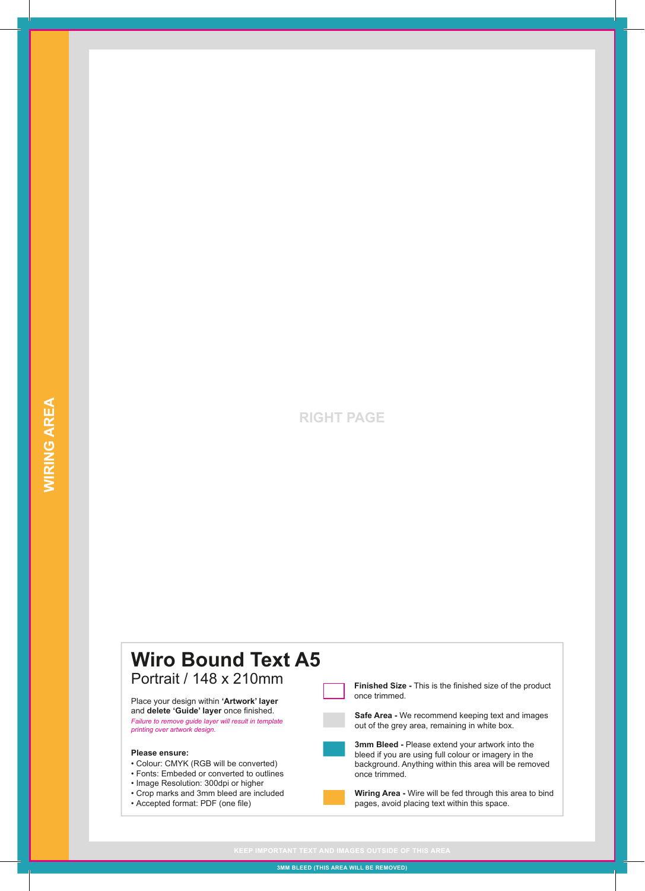WIRING AREA

RIGHT PAGE

# Wiro Bound Text A5

## Portrait / 148 x 210mm

Place your design within **'Artwork' layer** and **delete 'Guide' layer** once finished.

*Failure to remove guide layer will result in template printing over artwork design.*

**Please ensure:**

- Colour: CMYK (RGB will be converted)
- Fonts: Embeded or converted to outlines
- Image Resolution: 300dpi or higher
- Crop marks and 3mm bleed are included
- Accepted format: PDF (one file)

**Finished Size -** This is the finished size of the product once trimmed.

**Safe Area -** We recommend keeping text and images out of the grey area, remaining in white box.

**3mm Bleed -** Please extend your artwork into the bleed if you are using full colour or imagery in the background. Anything within this area will be removed once trimmed.

**Wiring Area -** Wire will be fed through this area to bind pages, avoid placing text within this space.

KEEP IMPORTANT TEXT AND IMAGES OUTSIDE OF THIS AREA

3MM BLEED (THIS AREA WILL BE REMOVED)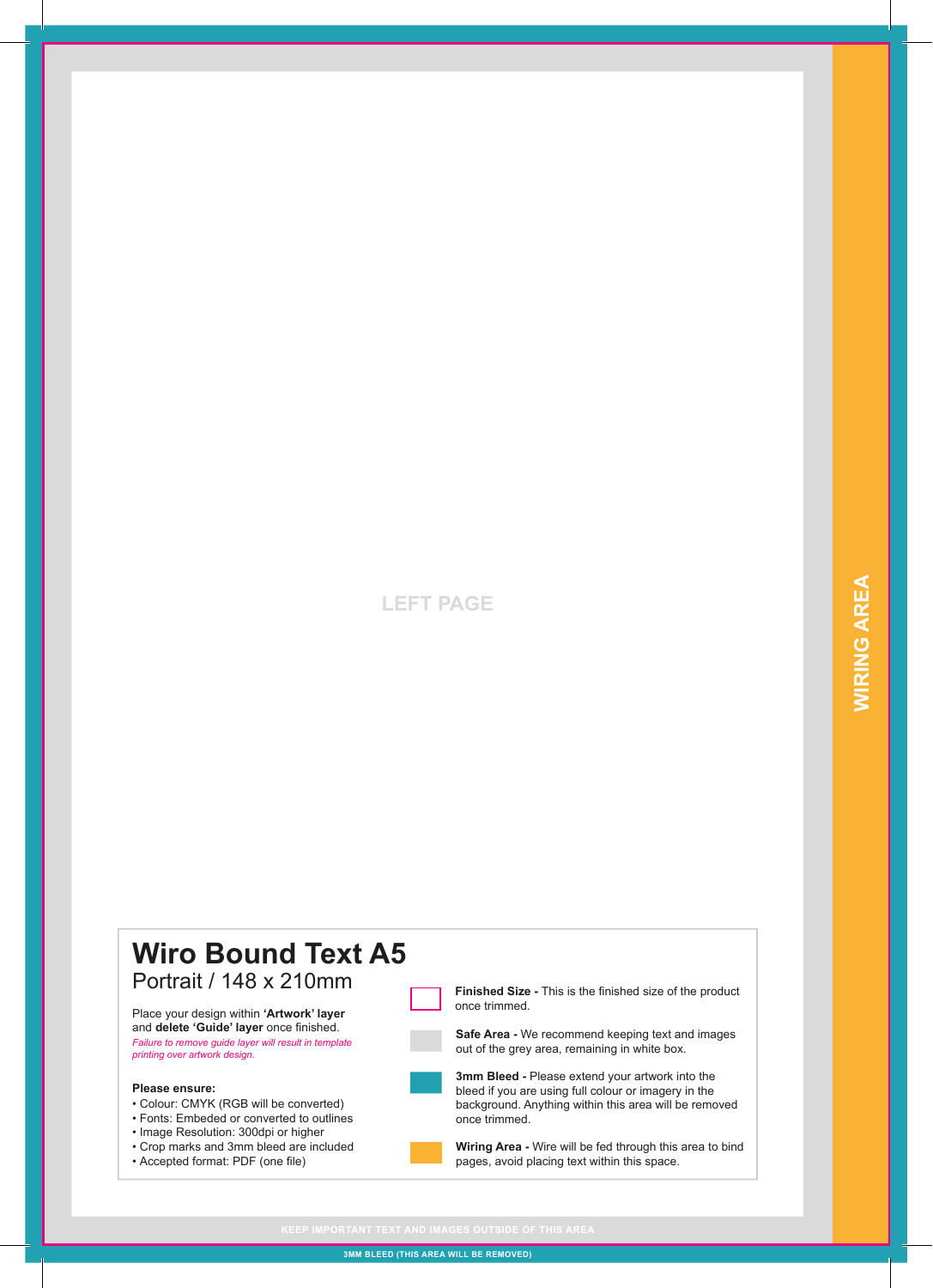LEFT PAGE

WIRING AREA

# Wiro Bound Text A5

Portrait / 148 x 210mm

Place your design within **'Artwork' layer** and **delete 'Guide' layer** once finished.
*Failure to remove guide layer will result in template printing over artwork design.*

**Please ensure:**

- Colour: CMYK (RGB will be converted)
- Fonts: Embeded or converted to outlines
- Image Resolution: 300dpi or higher
- Crop marks and 3mm bleed are included
- Accepted format: PDF (one file)

**Finished Size -** This is the finished size of the product once trimmed.

**Safe Area -** We recommend keeping text and images out of the grey area, remaining in white box.

**3mm Bleed -** Please extend your artwork into the bleed if you are using full colour or imagery in the background. Anything within this area will be removed once trimmed.

**Wiring Area -** Wire will be fed through this area to bind pages, avoid placing text within this space.

KEEP IMPORTANT TEXT AND IMAGES OUTSIDE OF THIS AREA

3MM BLEED (THIS AREA WILL BE REMOVED)